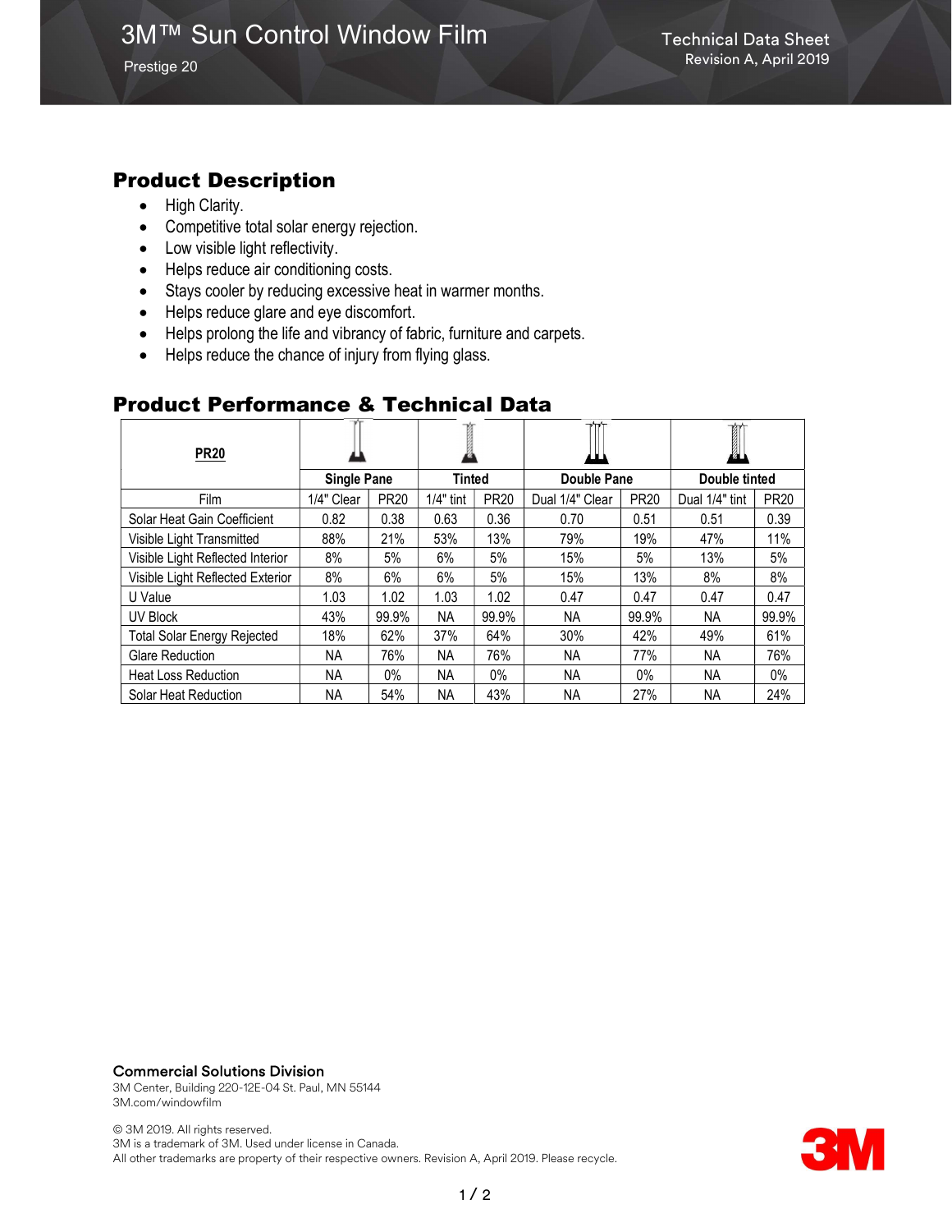# 3M™ Sun Control Window Film

Prestige 20

Technical Data Sheet
Revision A, April 2019

## Product Description

- High Clarity.
- Competitive total solar energy rejection.
- Low visible light reflectivity.
- Helps reduce air conditioning costs.
- Stays cooler by reducing excessive heat in warmer months.
- Helps reduce glare and eye discomfort.
- Helps prolong the life and vibrancy of fabric, furniture and carpets.
- Helps reduce the chance of injury from flying glass.

## Product Performance & Technical Data

| **PR20** | **Single Pane** | | **Tinted** | | **Double Pane** | | **Double tinted** | |
|---|---|---|---|---|---|---|---|---|
| Film | 1/4" Clear | PR20 | 1/4" tint | PR20 | Dual 1/4" Clear | PR20 | Dual 1/4" tint | PR20 |
| Solar Heat Gain Coefficient | 0.82 | 0.38 | 0.63 | 0.36 | 0.70 | 0.51 | 0.51 | 0.39 |
| Visible Light Transmitted | 88% | 21% | 53% | 13% | 79% | 19% | 47% | 11% |
| Visible Light Reflected Interior | 8% | 5% | 6% | 5% | 15% | 5% | 13% | 5% |
| Visible Light Reflected Exterior | 8% | 6% | 6% | 5% | 15% | 13% | 8% | 8% |
| U Value | 1.03 | 1.02 | 1.03 | 1.02 | 0.47 | 0.47 | 0.47 | 0.47 |
| UV Block | 43% | 99.9% | NA | 99.9% | NA | 99.9% | NA | 99.9% |
| Total Solar Energy Rejected | 18% | 62% | 37% | 64% | 30% | 42% | 49% | 61% |
| Glare Reduction | NA | 76% | NA | 76% | NA | 77% | NA | 76% |
| Heat Loss Reduction | NA | 0% | NA | 0% | NA | 0% | NA | 0% |
| Solar Heat Reduction | NA | 54% | NA | 43% | NA | 27% | NA | 24% |

**Commercial Solutions Division**
3M Center, Building 220-12E-04 St. Paul, MN 55144
3M.com/windowfilm

© 3M 2019. All rights reserved.
3M is a trademark of 3M. Used under license in Canada.
All other trademarks are property of their respective owners. Revision A, April 2019. Please recycle.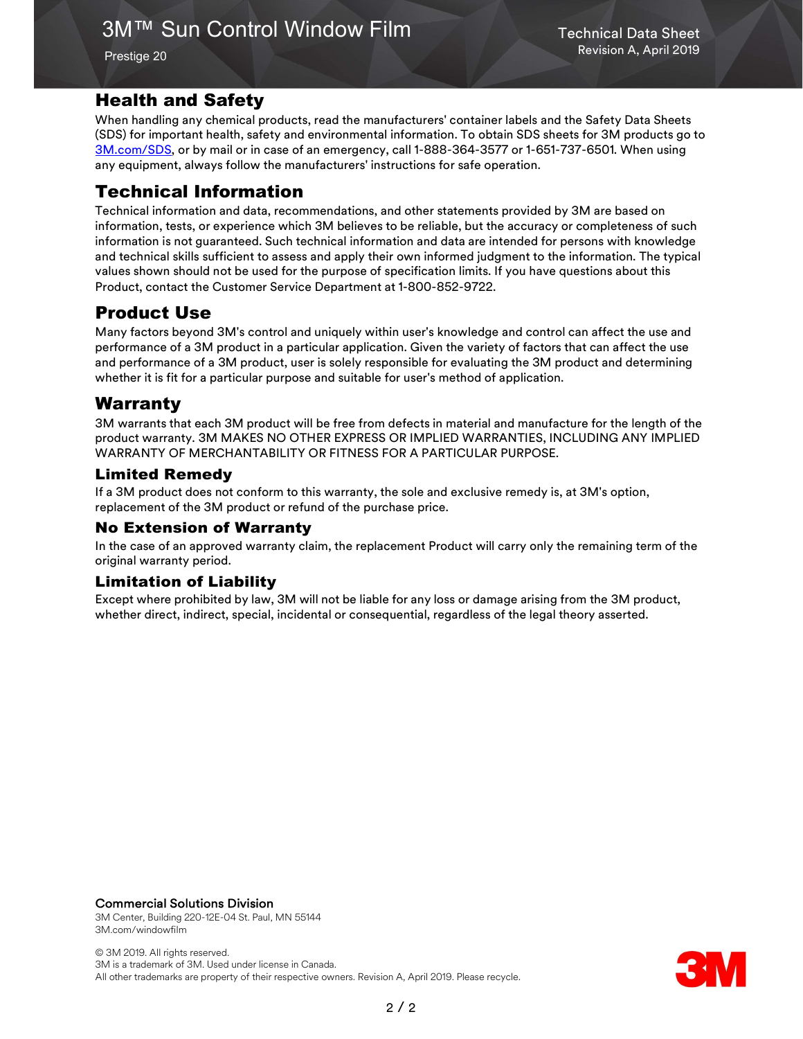## Health and Safety

When handling any chemical products, read the manufacturers' container labels and the Safety Data Sheets (SDS) for important health, safety and environmental information. To obtain SDS sheets for 3M products go to 3M.com/SDS, or by mail or in case of an emergency, call 1-888-364-3577 or 1-651-737-6501. When using any equipment, always follow the manufacturers' instructions for safe operation.

## Technical Information

Technical information and data, recommendations, and other statements provided by 3M are based on information, tests, or experience which 3M believes to be reliable, but the accuracy or completeness of such information is not guaranteed. Such technical information and data are intended for persons with knowledge and technical skills sufficient to assess and apply their own informed judgment to the information. The typical values shown should not be used for the purpose of specification limits. If you have questions about this Product, contact the Customer Service Department at 1-800-852-9722.

## Product Use

Many factors beyond 3M's control and uniquely within user's knowledge and control can affect the use and performance of a 3M product in a particular application. Given the variety of factors that can affect the use and performance of a 3M product, user is solely responsible for evaluating the 3M product and determining whether it is fit for a particular purpose and suitable for user's method of application.

## Warranty

3M warrants that each 3M product will be free from defects in material and manufacture for the length of the product warranty. 3M MAKES NO OTHER EXPRESS OR IMPLIED WARRANTIES, INCLUDING ANY IMPLIED WARRANTY OF MERCHANTABILITY OR FITNESS FOR A PARTICULAR PURPOSE.

### Limited Remedy

If a 3M product does not conform to this warranty, the sole and exclusive remedy is, at 3M's option, replacement of the 3M product or refund of the purchase price.

### No Extension of Warranty

In the case of an approved warranty claim, the replacement Product will carry only the remaining term of the original warranty period.

### Limitation of Liability

Except where prohibited by law, 3M will not be liable for any loss or damage arising from the 3M product, whether direct, indirect, special, incidental or consequential, regardless of the legal theory asserted.

**Commercial Solutions Division**
3M Center, Building 220-12E-04 St. Paul, MN 55144
3M.com/windowfilm

© 3M 2019. All rights reserved.
3M is a trademark of 3M. Used under license in Canada.
All other trademarks are property of their respective owners. Revision A, April 2019. Please recycle.